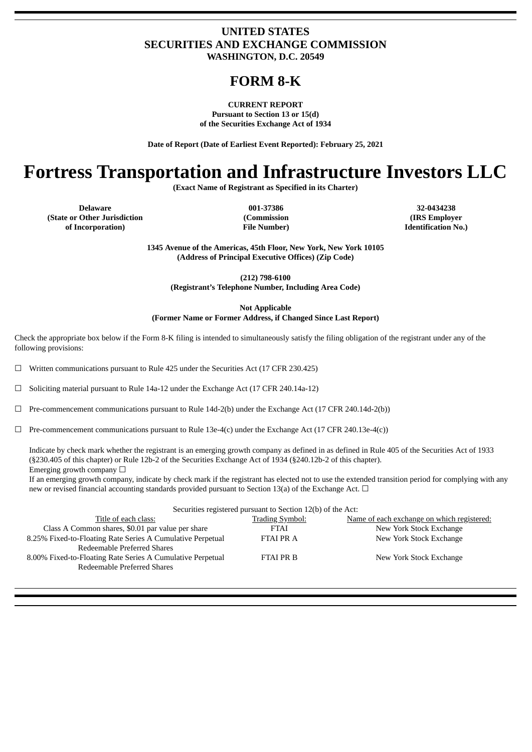# UNITED STATES
# SECURITIES AND EXCHANGE COMMISSION
**WASHINGTON, D.C. 20549**

# FORM 8-K

**CURRENT REPORT**
**Pursuant to Section 13 or 15(d)**
**of the Securities Exchange Act of 1934**

**Date of Report (Date of Earliest Event Reported): February 25, 2021**

# Fortress Transportation and Infrastructure Investors LLC

**(Exact Name of Registrant as Specified in its Charter)**

| Delaware | 001-37386 | 32-0434238 |
|---|---|---|
| (State or Other Jurisdiction of Incorporation) | (Commission File Number) | (IRS Employer Identification No.) |

**1345 Avenue of the Americas, 45th Floor, New York, New York 10105**
**(Address of Principal Executive Offices) (Zip Code)**

**(212) 798-6100**
**(Registrant's Telephone Number, Including Area Code)**

**Not Applicable**
**(Former Name or Former Address, if Changed Since Last Report)**

Check the appropriate box below if the Form 8-K filing is intended to simultaneously satisfy the filing obligation of the registrant under any of the following provisions:

☐ Written communications pursuant to Rule 425 under the Securities Act (17 CFR 230.425)

☐ Soliciting material pursuant to Rule 14a-12 under the Exchange Act (17 CFR 240.14a-12)

☐ Pre-commencement communications pursuant to Rule 14d-2(b) under the Exchange Act (17 CFR 240.14d-2(b))

☐ Pre-commencement communications pursuant to Rule 13e-4(c) under the Exchange Act (17 CFR 240.13e-4(c))

Indicate by check mark whether the registrant is an emerging growth company as defined in as defined in Rule 405 of the Securities Act of 1933 (§230.405 of this chapter) or Rule 12b-2 of the Securities Exchange Act of 1934 (§240.12b-2 of this chapter).
Emerging growth company ☐
If an emerging growth company, indicate by check mark if the registrant has elected not to use the extended transition period for complying with any new or revised financial accounting standards provided pursuant to Section 13(a) of the Exchange Act. ☐

Securities registered pursuant to Section 12(b) of the Act:

| Title of each class: | Trading Symbol: | Name of each exchange on which registered: |
|---|---|---|
| Class A Common shares, $0.01 par value per share | FTAI | New York Stock Exchange |
| 8.25% Fixed-to-Floating Rate Series A Cumulative Perpetual Redeemable Preferred Shares | FTAI PR A | New York Stock Exchange |
| 8.00% Fixed-to-Floating Rate Series A Cumulative Perpetual Redeemable Preferred Shares | FTAI PR B | New York Stock Exchange |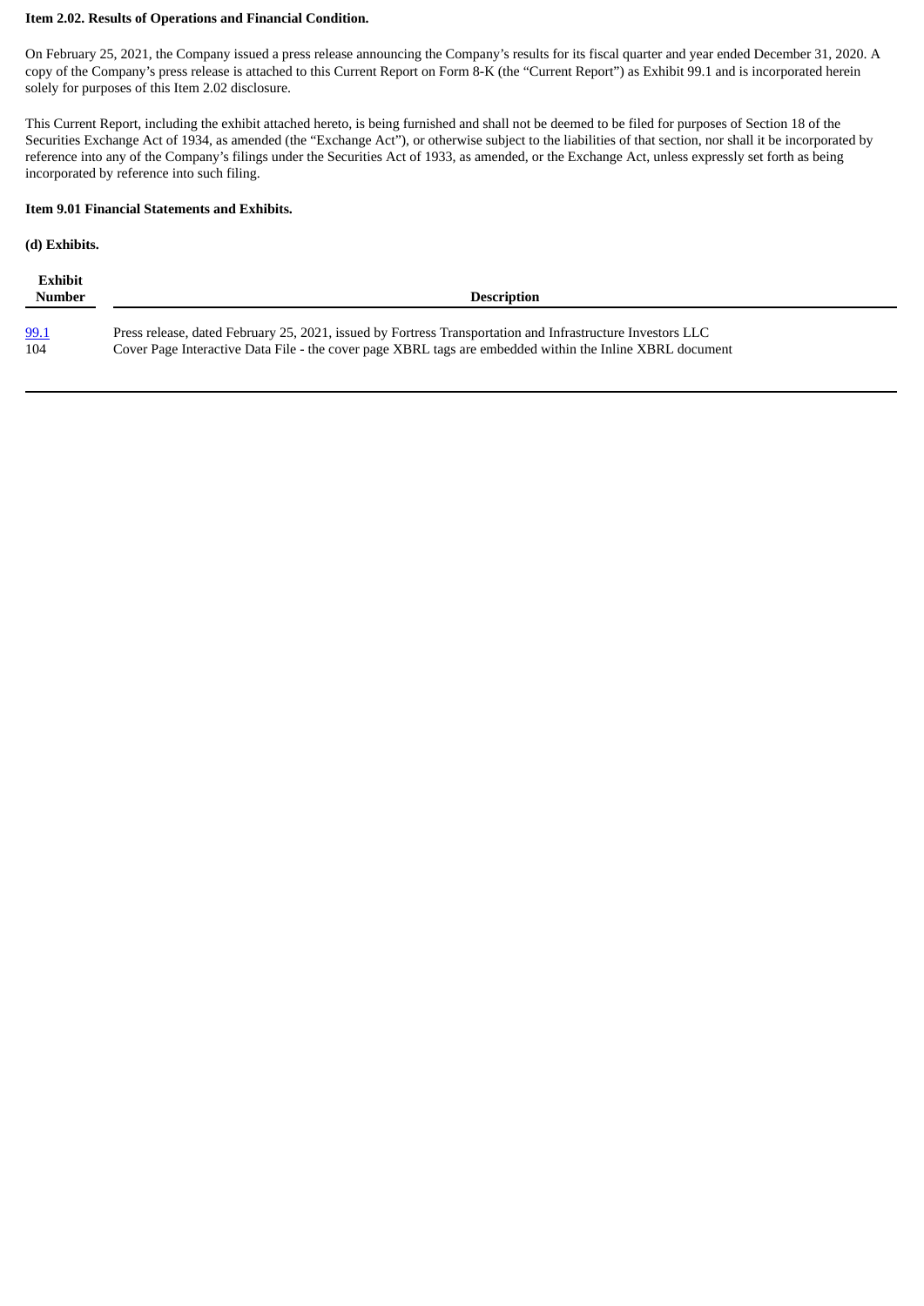**Item 2.02. Results of Operations and Financial Condition.**

On February 25, 2021, the Company issued a press release announcing the Company's results for its fiscal quarter and year ended December 31, 2020. A copy of the Company's press release is attached to this Current Report on Form 8-K (the "Current Report") as Exhibit 99.1 and is incorporated herein solely for purposes of this Item 2.02 disclosure.

This Current Report, including the exhibit attached hereto, is being furnished and shall not be deemed to be filed for purposes of Section 18 of the Securities Exchange Act of 1934, as amended (the "Exchange Act"), or otherwise subject to the liabilities of that section, nor shall it be incorporated by reference into any of the Company's filings under the Securities Act of 1933, as amended, or the Exchange Act, unless expressly set forth as being incorporated by reference into such filing.

**Item 9.01 Financial Statements and Exhibits.**

**(d) Exhibits.**

| Exhibit Number | Description |
|---|---|
| 99.1 | Press release, dated February 25, 2021, issued by Fortress Transportation and Infrastructure Investors LLC |
| 104 | Cover Page Interactive Data File - the cover page XBRL tags are embedded within the Inline XBRL document |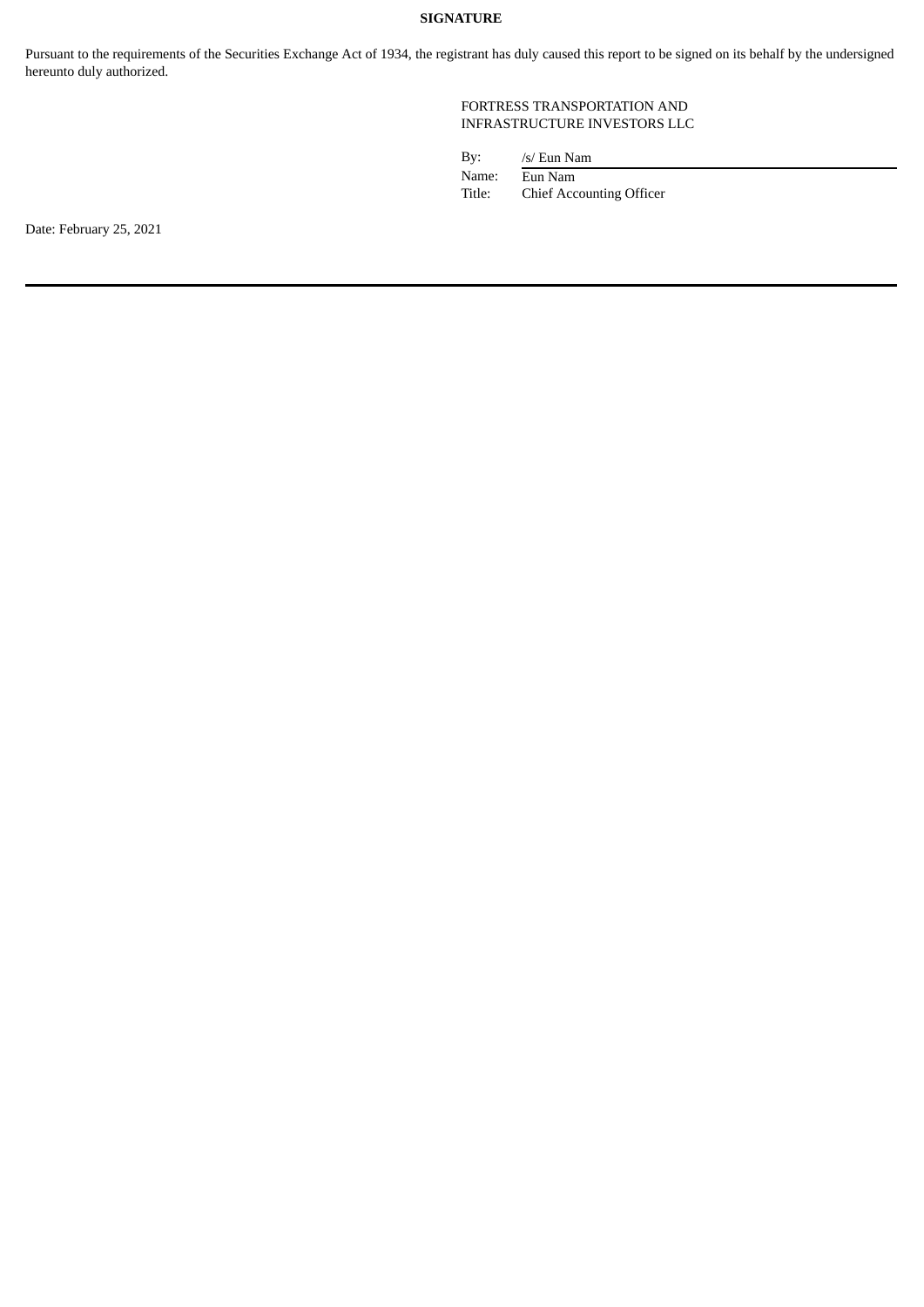**SIGNATURE**

Pursuant to the requirements of the Securities Exchange Act of 1934, the registrant has duly caused this report to be signed on its behalf by the undersigned hereunto duly authorized.

FORTRESS TRANSPORTATION AND INFRASTRUCTURE INVESTORS LLC

By: /s/ Eun Nam
Name: Eun Nam
Title: Chief Accounting Officer

Date: February 25, 2021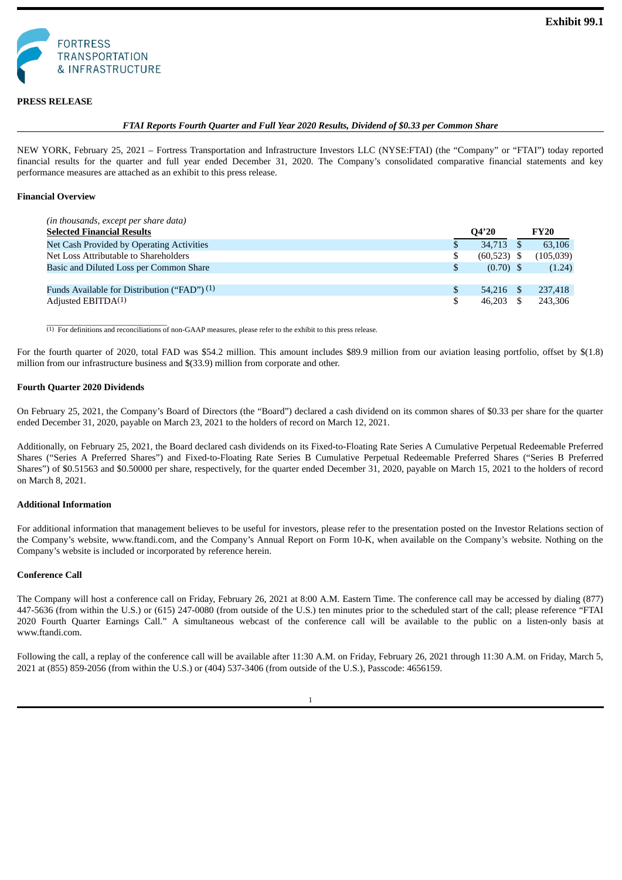Exhibit 99.1

FORTRESS TRANSPORTATION & INFRASTRUCTURE

**PRESS RELEASE**

***FTAI Reports Fourth Quarter and Full Year 2020 Results, Dividend of $0.33 per Common Share***

NEW YORK, February 25, 2021 – Fortress Transportation and Infrastructure Investors LLC (NYSE:FTAI) (the "Company" or "FTAI") today reported financial results for the quarter and full year ended December 31, 2020. The Company's consolidated comparative financial statements and key performance measures are attached as an exhibit to this press release.

**Financial Overview**

| *(in thousands, except per share data)* **Selected Financial Results** | **Q4'20** | **FY20** |
|---|---|---|
| Net Cash Provided by Operating Activities | $ 34,713 | $ 63,106 |
| Net Loss Attributable to Shareholders | $ (60,523) | $ (105,039) |
| Basic and Diluted Loss per Common Share | $ (0.70) | $ (1.24) |
| | | |
| Funds Available for Distribution ("FAD") [1] | $ 54,216 | $ 237,418 |
| Adjusted EBITDA[1] | $ 46,203 | $ 243,306 |

[1] For definitions and reconciliations of non-GAAP measures, please refer to the exhibit to this press release.

For the fourth quarter of 2020, total FAD was $54.2 million. This amount includes $89.9 million from our aviation leasing portfolio, offset by $(1.8) million from our infrastructure business and $(33.9) million from corporate and other.

**Fourth Quarter 2020 Dividends**

On February 25, 2021, the Company's Board of Directors (the "Board") declared a cash dividend on its common shares of $0.33 per share for the quarter ended December 31, 2020, payable on March 23, 2021 to the holders of record on March 12, 2021.

Additionally, on February 25, 2021, the Board declared cash dividends on its Fixed-to-Floating Rate Series A Cumulative Perpetual Redeemable Preferred Shares ("Series A Preferred Shares") and Fixed-to-Floating Rate Series B Cumulative Perpetual Redeemable Preferred Shares ("Series B Preferred Shares") of $0.51563 and $0.50000 per share, respectively, for the quarter ended December 31, 2020, payable on March 15, 2021 to the holders of record on March 8, 2021.

**Additional Information**

For additional information that management believes to be useful for investors, please refer to the presentation posted on the Investor Relations section of the Company's website, www.ftandi.com, and the Company's Annual Report on Form 10-K, when available on the Company's website. Nothing on the Company's website is included or incorporated by reference herein.

**Conference Call**

The Company will host a conference call on Friday, February 26, 2021 at 8:00 A.M. Eastern Time. The conference call may be accessed by dialing (877) 447-5636 (from within the U.S.) or (615) 247-0080 (from outside of the U.S.) ten minutes prior to the scheduled start of the call; please reference "FTAI 2020 Fourth Quarter Earnings Call." A simultaneous webcast of the conference call will be available to the public on a listen-only basis at www.ftandi.com.

Following the call, a replay of the conference call will be available after 11:30 A.M. on Friday, February 26, 2021 through 11:30 A.M. on Friday, March 5, 2021 at (855) 859-2056 (from within the U.S.) or (404) 537-3406 (from outside of the U.S.), Passcode: 4656159.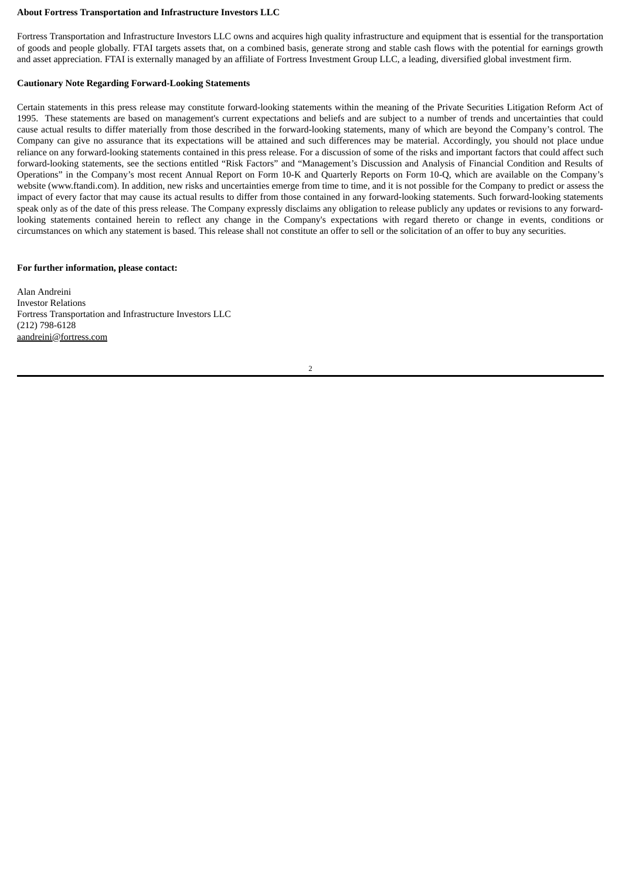**About Fortress Transportation and Infrastructure Investors LLC**

Fortress Transportation and Infrastructure Investors LLC owns and acquires high quality infrastructure and equipment that is essential for the transportation of goods and people globally. FTAI targets assets that, on a combined basis, generate strong and stable cash flows with the potential for earnings growth and asset appreciation. FTAI is externally managed by an affiliate of Fortress Investment Group LLC, a leading, diversified global investment firm.

**Cautionary Note Regarding Forward-Looking Statements**

Certain statements in this press release may constitute forward-looking statements within the meaning of the Private Securities Litigation Reform Act of 1995. These statements are based on management's current expectations and beliefs and are subject to a number of trends and uncertainties that could cause actual results to differ materially from those described in the forward-looking statements, many of which are beyond the Company's control. The Company can give no assurance that its expectations will be attained and such differences may be material. Accordingly, you should not place undue reliance on any forward-looking statements contained in this press release. For a discussion of some of the risks and important factors that could affect such forward-looking statements, see the sections entitled "Risk Factors" and "Management's Discussion and Analysis of Financial Condition and Results of Operations" in the Company's most recent Annual Report on Form 10-K and Quarterly Reports on Form 10-Q, which are available on the Company's website (www.ftandi.com). In addition, new risks and uncertainties emerge from time to time, and it is not possible for the Company to predict or assess the impact of every factor that may cause its actual results to differ from those contained in any forward-looking statements. Such forward-looking statements speak only as of the date of this press release. The Company expressly disclaims any obligation to release publicly any updates or revisions to any forward-looking statements contained herein to reflect any change in the Company's expectations with regard thereto or change in events, conditions or circumstances on which any statement is based. This release shall not constitute an offer to sell or the solicitation of an offer to buy any securities.

**For further information, please contact:**

Alan Andreini
Investor Relations
Fortress Transportation and Infrastructure Investors LLC
(212) 798-6128
aandreini@fortress.com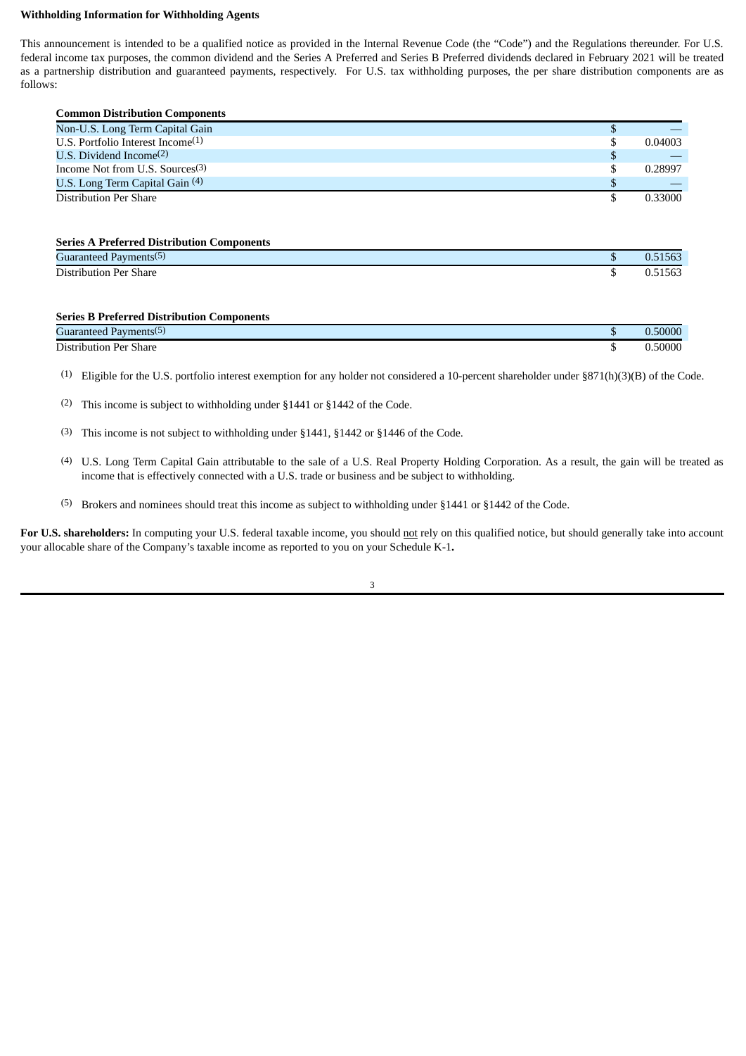**Withholding Information for Withholding Agents**

This announcement is intended to be a qualified notice as provided in the Internal Revenue Code (the "Code") and the Regulations thereunder. For U.S. federal income tax purposes, the common dividend and the Series A Preferred and Series B Preferred dividends declared in February 2021 will be treated as a partnership distribution and guaranteed payments, respectively. For U.S. tax withholding purposes, the per share distribution components are as follows:

| **Common Distribution Components** | | |
|---|---|---|
| Non-U.S. Long Term Capital Gain | $ | — |
| U.S. Portfolio Interest Income[1] | $ | 0.04003 |
| U.S. Dividend Income[2] | $ | — |
| Income Not from U.S. Sources[3] | $ | 0.28997 |
| U.S. Long Term Capital Gain [4] | $ | — |
| Distribution Per Share | $ | 0.33000 |

| **Series A Preferred Distribution Components** | | |
|---|---|---|
| Guaranteed Payments[5] | $ | 0.51563 |
| Distribution Per Share | $ | 0.51563 |

| **Series B Preferred Distribution Components** | | |
|---|---|---|
| Guaranteed Payments[5] | $ | 0.50000 |
| Distribution Per Share | $ | 0.50000 |

(1) Eligible for the U.S. portfolio interest exemption for any holder not considered a 10-percent shareholder under §871(h)(3)(B) of the Code.

(2) This income is subject to withholding under §1441 or §1442 of the Code.

(3) This income is not subject to withholding under §1441, §1442 or §1446 of the Code.

(4) U.S. Long Term Capital Gain attributable to the sale of a U.S. Real Property Holding Corporation. As a result, the gain will be treated as income that is effectively connected with a U.S. trade or business and be subject to withholding.

(5) Brokers and nominees should treat this income as subject to withholding under §1441 or §1442 of the Code.

**For U.S. shareholders:** In computing your U.S. federal taxable income, you should not rely on this qualified notice, but should generally take into account your allocable share of the Company's taxable income as reported to you on your Schedule K-1**.**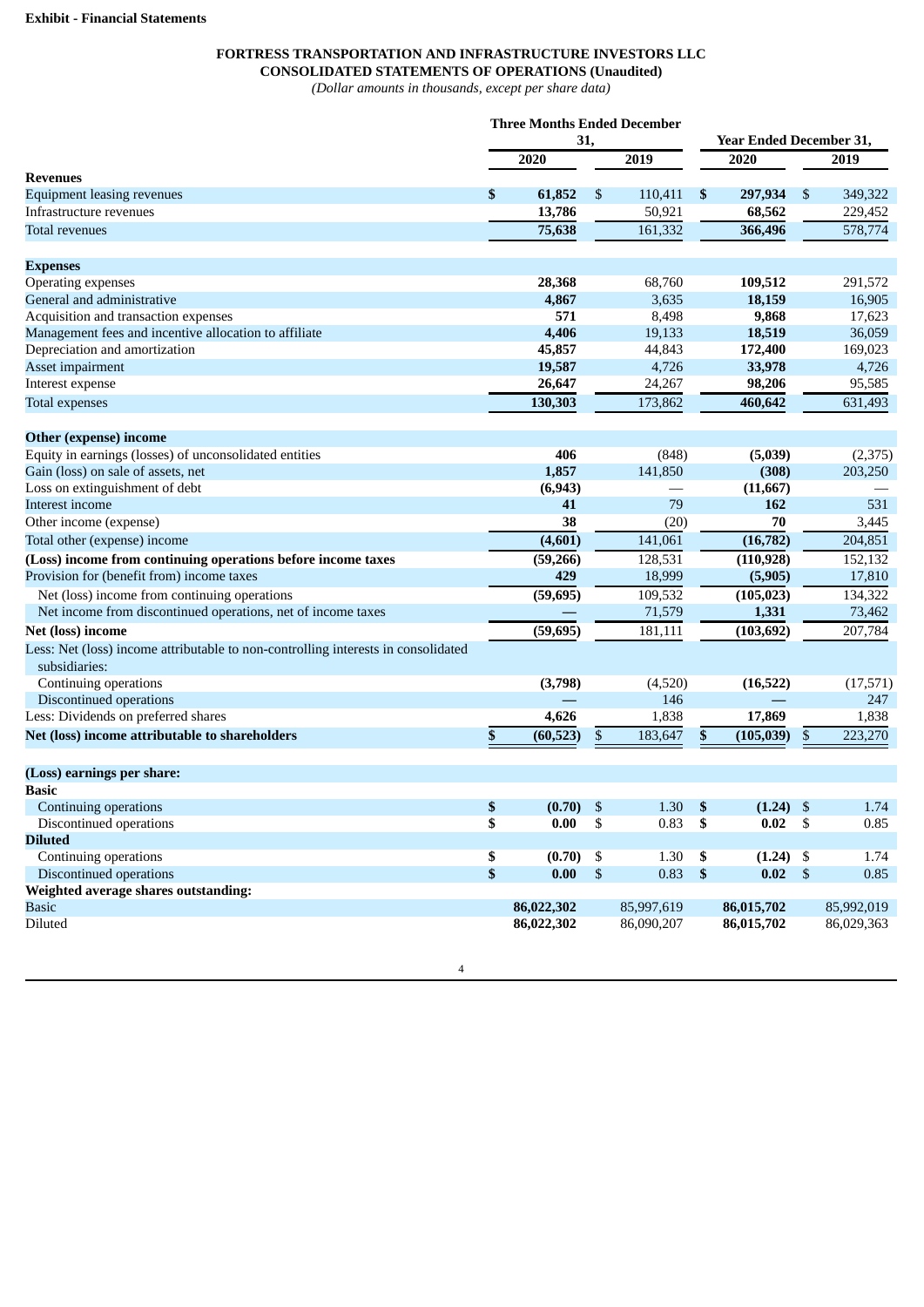**Exhibit - Financial Statements**

**FORTRESS TRANSPORTATION AND INFRASTRUCTURE INVESTORS LLC**
**CONSOLIDATED STATEMENTS OF OPERATIONS (Unaudited)**
*(Dollar amounts in thousands, except per share data)*

| | Three Months Ended December 31, | | Year Ended December 31, | |
|---|---|---|---|---|
| | **2020** | 2019 | **2020** | 2019 |
| **Revenues** | | | | |
| Equipment leasing revenues | **$ 61,852** | $ 110,411 | **$ 297,934** | $ 349,322 |
| Infrastructure revenues | **13,786** | 50,921 | **68,562** | 229,452 |
| Total revenues | **75,638** | 161,332 | **366,496** | 578,774 |
| | | | | |
| **Expenses** | | | | |
| Operating expenses | **28,368** | 68,760 | **109,512** | 291,572 |
| General and administrative | **4,867** | 3,635 | **18,159** | 16,905 |
| Acquisition and transaction expenses | **571** | 8,498 | **9,868** | 17,623 |
| Management fees and incentive allocation to affiliate | **4,406** | 19,133 | **18,519** | 36,059 |
| Depreciation and amortization | **45,857** | 44,843 | **172,400** | 169,023 |
| Asset impairment | **19,587** | 4,726 | **33,978** | 4,726 |
| Interest expense | **26,647** | 24,267 | **98,206** | 95,585 |
| Total expenses | **130,303** | 173,862 | **460,642** | 631,493 |
| | | | | |
| **Other (expense) income** | | | | |
| Equity in earnings (losses) of unconsolidated entities | **406** | (848) | **(5,039)** | (2,375) |
| Gain (loss) on sale of assets, net | **1,857** | 141,850 | **(308)** | 203,250 |
| Loss on extinguishment of debt | **(6,943)** | — | **(11,667)** | — |
| Interest income | **41** | 79 | **162** | 531 |
| Other income (expense) | **38** | (20) | **70** | 3,445 |
| Total other (expense) income | **(4,601)** | 141,061 | **(16,782)** | 204,851 |
| **(Loss) income from continuing operations before income taxes** | **(59,266)** | 128,531 | **(110,928)** | 152,132 |
| Provision for (benefit from) income taxes | **429** | 18,999 | **(5,905)** | 17,810 |
| Net (loss) income from continuing operations | **(59,695)** | 109,532 | **(105,023)** | 134,322 |
| Net income from discontinued operations, net of income taxes | **—** | 71,579 | **1,331** | 73,462 |
| **Net (loss) income** | **(59,695)** | 181,111 | **(103,692)** | 207,784 |
| Less: Net (loss) income attributable to non-controlling interests in consolidated subsidiaries: | | | | |
| Continuing operations | **(3,798)** | (4,520) | **(16,522)** | (17,571) |
| Discontinued operations | **—** | 146 | **—** | 247 |
| Less: Dividends on preferred shares | **4,626** | 1,838 | **17,869** | 1,838 |
| **Net (loss) income attributable to shareholders** | **$ (60,523)** | $ 183,647 | **$ (105,039)** | $ 223,270 |
| | | | | |
| **(Loss) earnings per share:** | | | | |
| **Basic** | | | | |
| Continuing operations | **$ (0.70)** | $ 1.30 | **$ (1.24)** | $ 1.74 |
| Discontinued operations | **$ 0.00** | $ 0.83 | **$ 0.02** | $ 0.85 |
| **Diluted** | | | | |
| Continuing operations | **$ (0.70)** | $ 1.30 | **$ (1.24)** | $ 1.74 |
| Discontinued operations | **$ 0.00** | $ 0.83 | **$ 0.02** | $ 0.85 |
| **Weighted average shares outstanding:** | | | | |
| Basic | **86,022,302** | 85,997,619 | **86,015,702** | 85,992,019 |
| Diluted | **86,022,302** | 86,090,207 | **86,015,702** | 86,029,363 |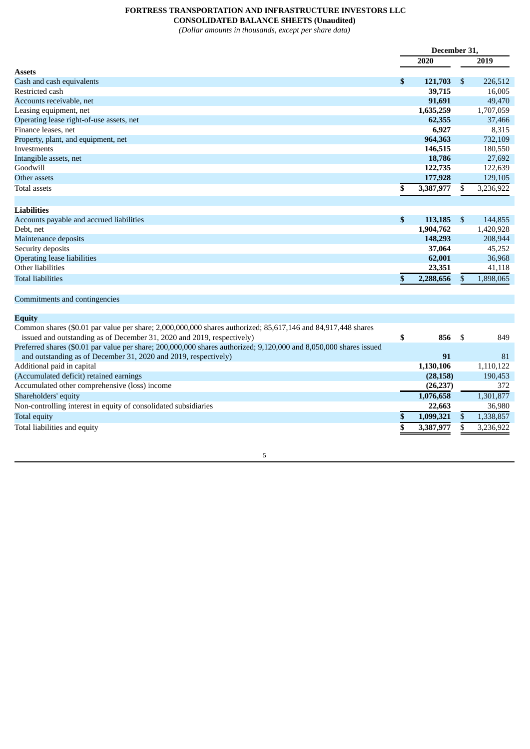**FORTRESS TRANSPORTATION AND INFRASTRUCTURE INVESTORS LLC**
**CONSOLIDATED BALANCE SHEETS (Unaudited)**
*(Dollar amounts in thousands, except per share data)*

| | December 31, | |
|---|---|---|
| | **2020** | **2019** |
| **Assets** | | |
| Cash and cash equivalents | **$ 121,703** | $ 226,512 |
| Restricted cash | **39,715** | 16,005 |
| Accounts receivable, net | **91,691** | 49,470 |
| Leasing equipment, net | **1,635,259** | 1,707,059 |
| Operating lease right-of-use assets, net | **62,355** | 37,466 |
| Finance leases, net | **6,927** | 8,315 |
| Property, plant, and equipment, net | **964,363** | 732,109 |
| Investments | **146,515** | 180,550 |
| Intangible assets, net | **18,786** | 27,692 |
| Goodwill | **122,735** | 122,639 |
| Other assets | **177,928** | 129,105 |
| Total assets | **$ 3,387,977** | $ 3,236,922 |
| | | |
| **Liabilities** | | |
| Accounts payable and accrued liabilities | **$ 113,185** | $ 144,855 |
| Debt, net | **1,904,762** | 1,420,928 |
| Maintenance deposits | **148,293** | 208,944 |
| Security deposits | **37,064** | 45,252 |
| Operating lease liabilities | **62,001** | 36,968 |
| Other liabilities | **23,351** | 41,118 |
| Total liabilities | **$ 2,288,656** | $ 1,898,065 |
| | | |
| Commitments and contingencies | | |
| | | |
| **Equity** | | |
| Common shares ($0.01 par value per share; 2,000,000,000 shares authorized; 85,617,146 and 84,917,448 shares issued and outstanding as of December 31, 2020 and 2019, respectively) | **$ 856** | $ 849 |
| Preferred shares ($0.01 par value per share; 200,000,000 shares authorized; 9,120,000 and 8,050,000 shares issued and outstanding as of December 31, 2020 and 2019, respectively) | **91** | 81 |
| Additional paid in capital | **1,130,106** | 1,110,122 |
| (Accumulated deficit) retained earnings | **(28,158)** | 190,453 |
| Accumulated other comprehensive (loss) income | **(26,237)** | 372 |
| Shareholders' equity | **1,076,658** | 1,301,877 |
| Non-controlling interest in equity of consolidated subsidiaries | **22,663** | 36,980 |
| Total equity | **$ 1,099,321** | $ 1,338,857 |
| Total liabilities and equity | **$ 3,387,977** | $ 3,236,922 |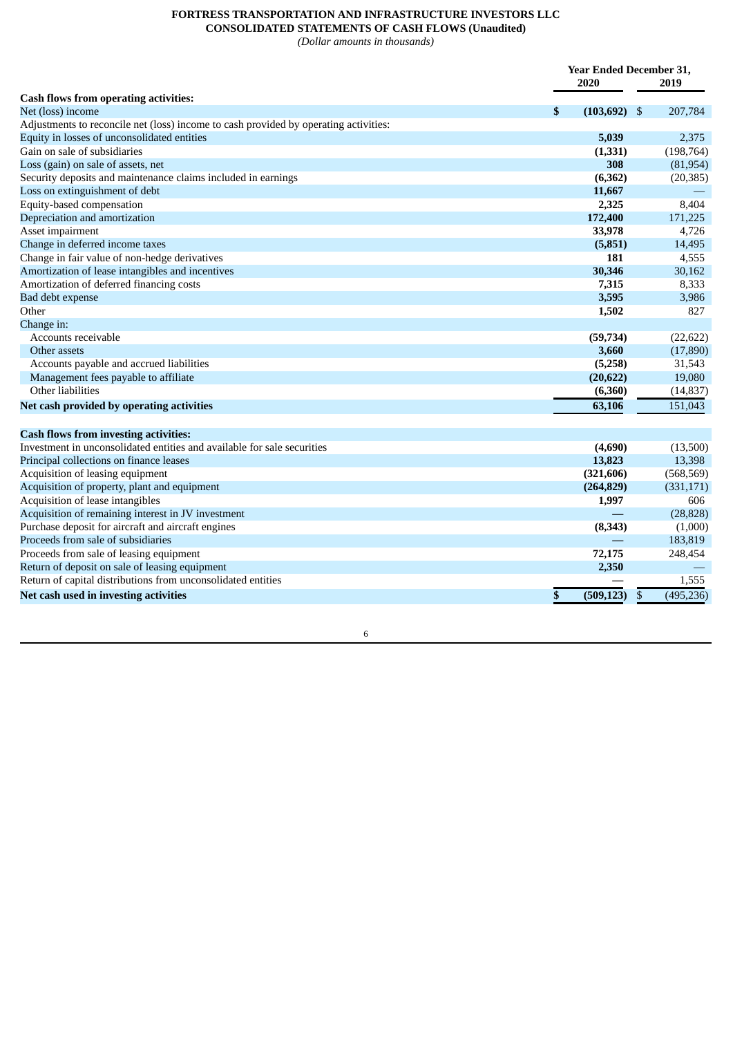**FORTRESS TRANSPORTATION AND INFRASTRUCTURE INVESTORS LLC**
**CONSOLIDATED STATEMENTS OF CASH FLOWS (Unaudited)**
*(Dollar amounts in thousands)*

| | Year Ended December 31, | |
|---|---|---|
| | **2020** | **2019** |
| **Cash flows from operating activities:** | | |
| Net (loss) income | **$ (103,692)** | $ 207,784 |
| Adjustments to reconcile net (loss) income to cash provided by operating activities: | | |
| Equity in losses of unconsolidated entities | **5,039** | 2,375 |
| Gain on sale of subsidiaries | **(1,331)** | (198,764) |
| Loss (gain) on sale of assets, net | **308** | (81,954) |
| Security deposits and maintenance claims included in earnings | **(6,362)** | (20,385) |
| Loss on extinguishment of debt | **11,667** | — |
| Equity-based compensation | **2,325** | 8,404 |
| Depreciation and amortization | **172,400** | 171,225 |
| Asset impairment | **33,978** | 4,726 |
| Change in deferred income taxes | **(5,851)** | 14,495 |
| Change in fair value of non-hedge derivatives | **181** | 4,555 |
| Amortization of lease intangibles and incentives | **30,346** | 30,162 |
| Amortization of deferred financing costs | **7,315** | 8,333 |
| Bad debt expense | **3,595** | 3,986 |
| Other | **1,502** | 827 |
| Change in: | | |
| Accounts receivable | **(59,734)** | (22,622) |
| Other assets | **3,660** | (17,890) |
| Accounts payable and accrued liabilities | **(5,258)** | 31,543 |
| Management fees payable to affiliate | **(20,622)** | 19,080 |
| Other liabilities | **(6,360)** | (14,837) |
| **Net cash provided by operating activities** | **63,106** | 151,043 |
| | | |
| **Cash flows from investing activities:** | | |
| Investment in unconsolidated entities and available for sale securities | **(4,690)** | (13,500) |
| Principal collections on finance leases | **13,823** | 13,398 |
| Acquisition of leasing equipment | **(321,606)** | (568,569) |
| Acquisition of property, plant and equipment | **(264,829)** | (331,171) |
| Acquisition of lease intangibles | **1,997** | 606 |
| Acquisition of remaining interest in JV investment | **—** | (28,828) |
| Purchase deposit for aircraft and aircraft engines | **(8,343)** | (1,000) |
| Proceeds from sale of subsidiaries | **—** | 183,819 |
| Proceeds from sale of leasing equipment | **72,175** | 248,454 |
| Return of deposit on sale of leasing equipment | **2,350** | — |
| Return of capital distributions from unconsolidated entities | — | 1,555 |
| **Net cash used in investing activities** | **$ (509,123)** | $ (495,236) |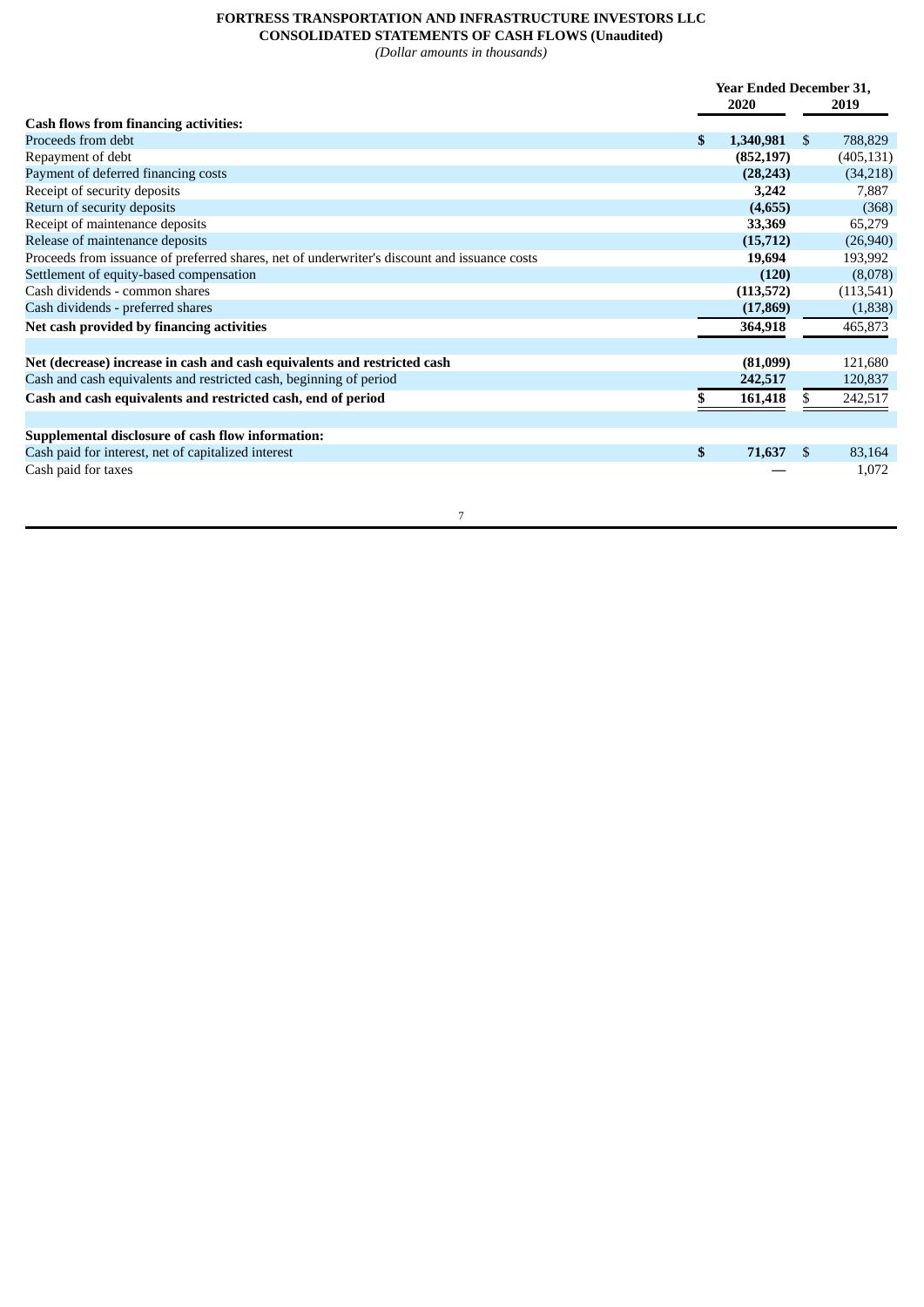**FORTRESS TRANSPORTATION AND INFRASTRUCTURE INVESTORS LLC**
**CONSOLIDATED STATEMENTS OF CASH FLOWS (Unaudited)**
*(Dollar amounts in thousands)*

| | Year Ended December 31, | |
|---|---|---|
| | **2020** | **2019** |
| **Cash flows from financing activities:** | | |
| Proceeds from debt | **$ 1,340,981** | $ 788,829 |
| Repayment of debt | **(852,197)** | (405,131) |
| Payment of deferred financing costs | **(28,243)** | (34,218) |
| Receipt of security deposits | **3,242** | 7,887 |
| Return of security deposits | **(4,655)** | (368) |
| Receipt of maintenance deposits | **33,369** | 65,279 |
| Release of maintenance deposits | **(15,712)** | (26,940) |
| Proceeds from issuance of preferred shares, net of underwriter's discount and issuance costs | **19,694** | 193,992 |
| Settlement of equity-based compensation | **(120)** | (8,078) |
| Cash dividends - common shares | **(113,572)** | (113,541) |
| Cash dividends - preferred shares | **(17,869)** | (1,838) |
| **Net cash provided by financing activities** | **364,918** | 465,873 |
| | | |
| **Net (decrease) increase in cash and cash equivalents and restricted cash** | **(81,099)** | 121,680 |
| Cash and cash equivalents and restricted cash, beginning of period | **242,517** | 120,837 |
| **Cash and cash equivalents and restricted cash, end of period** | **$ 161,418** | $ 242,517 |
| | | |
| **Supplemental disclosure of cash flow information:** | | |
| Cash paid for interest, net of capitalized interest | **$ 71,637** | $ 83,164 |
| Cash paid for taxes | **—** | 1,072 |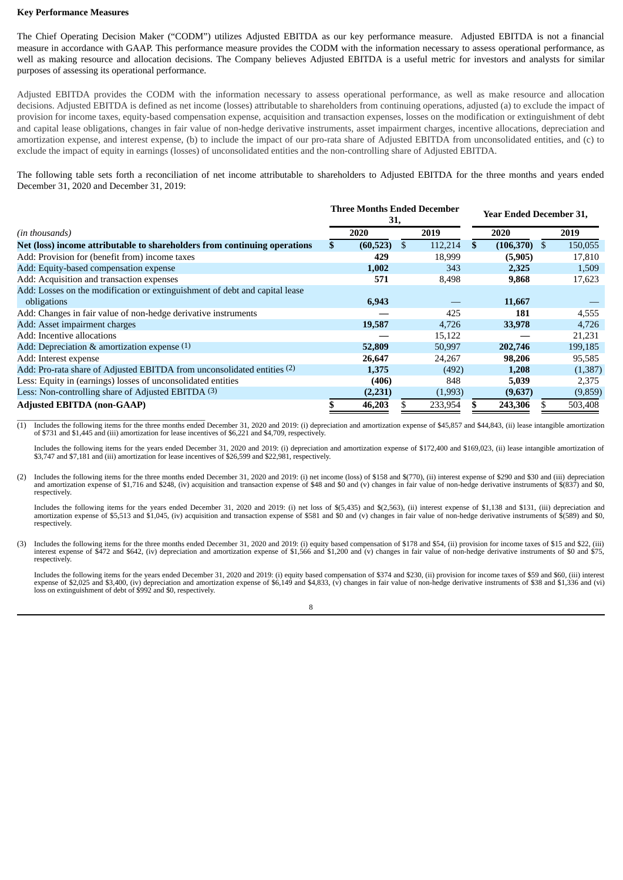**Key Performance Measures**

The Chief Operating Decision Maker ("CODM") utilizes Adjusted EBITDA as our key performance measure. Adjusted EBITDA is not a financial measure in accordance with GAAP. This performance measure provides the CODM with the information necessary to assess operational performance, as well as making resource and allocation decisions. The Company believes Adjusted EBITDA is a useful metric for investors and analysts for similar purposes of assessing its operational performance.

Adjusted EBITDA provides the CODM with the information necessary to assess operational performance, as well as make resource and allocation decisions. Adjusted EBITDA is defined as net income (losses) attributable to shareholders from continuing operations, adjusted (a) to exclude the impact of provision for income taxes, equity-based compensation expense, acquisition and transaction expenses, losses on the modification or extinguishment of debt and capital lease obligations, changes in fair value of non-hedge derivative instruments, asset impairment charges, incentive allocations, depreciation and amortization expense, and interest expense, (b) to include the impact of our pro-rata share of Adjusted EBITDA from unconsolidated entities, and (c) to exclude the impact of equity in earnings (losses) of unconsolidated entities and the non-controlling share of Adjusted EBITDA.

The following table sets forth a reconciliation of net income attributable to shareholders to Adjusted EBITDA for the three months and years ended December 31, 2020 and December 31, 2019:

| *(in thousands)* | Three Months Ended December 31, | | Year Ended December 31, | |
|---|---|---|---|---|
| | 2020 | 2019 | 2020 | 2019 |
| **Net (loss) income attributable to shareholders from continuing operations** | **$ (60,523)** | $ 112,214 | **$ (106,370)** | $ 150,055 |
| Add: Provision for (benefit from) income taxes | **429** | 18,999 | **(5,905)** | 17,810 |
| Add: Equity-based compensation expense | **1,002** | 343 | **2,325** | 1,509 |
| Add: Acquisition and transaction expenses | **571** | 8,498 | **9,868** | 17,623 |
| Add: Losses on the modification or extinguishment of debt and capital lease obligations | **6,943** | — | **11,667** | — |
| Add: Changes in fair value of non-hedge derivative instruments | **—** | 425 | **181** | 4,555 |
| Add: Asset impairment charges | **19,587** | 4,726 | **33,978** | 4,726 |
| Add: Incentive allocations | **—** | 15,122 | **—** | 21,231 |
| Add: Depreciation & amortization expense (1) | **52,809** | 50,997 | **202,746** | 199,185 |
| Add: Interest expense | **26,647** | 24,267 | **98,206** | 95,585 |
| Add: Pro-rata share of Adjusted EBITDA from unconsolidated entities (2) | **1,375** | (492) | **1,208** | (1,387) |
| Less: Equity in (earnings) losses of unconsolidated entities | **(406)** | 848 | **5,039** | 2,375 |
| Less: Non-controlling share of Adjusted EBITDA (3) | **(2,231)** | (1,993) | **(9,637)** | (9,859) |
| **Adjusted EBITDA (non-GAAP)** | **$ 46,203** | $ 233,954 | **$ 243,306** | $ 503,408 |

(1) Includes the following items for the three months ended December 31, 2020 and 2019: (i) depreciation and amortization expense of $45,857 and $44,843, (ii) lease intangible amortization of $731 and $1,445 and (iii) amortization for lease incentives of $6,221 and $4,709, respectively.

Includes the following items for the years ended December 31, 2020 and 2019: (i) depreciation and amortization expense of $172,400 and $169,023, (ii) lease intangible amortization of $3,747 and $7,181 and (iii) amortization for lease incentives of $26,599 and $22,981, respectively.

(2) Includes the following items for the three months ended December 31, 2020 and 2019: (i) net income (loss) of $158 and $(770), (ii) interest expense of $290 and $30 and (iii) depreciation and amortization expense of $1,716 and $248, (iv) acquisition and transaction expense of $48 and $0 and (v) changes in fair value of non-hedge derivative instruments of $(837) and $0, respectively.

Includes the following items for the years ended December 31, 2020 and 2019: (i) net loss of $(5,435) and $(2,563), (ii) interest expense of $1,138 and $131, (iii) depreciation and amortization expense of $5,513 and $1,045, (iv) acquisition and transaction expense of $581 and $0 and (v) changes in fair value of non-hedge derivative instruments of $(589) and $0, respectively.

(3) Includes the following items for the three months ended December 31, 2020 and 2019: (i) equity based compensation of $178 and $54, (ii) provision for income taxes of $15 and $22, (iii) interest expense of $472 and $642, (iv) depreciation and amortization expense of $1,566 and $1,200 and (v) changes in fair value of non-hedge derivative instruments of $0 and $75, respectively.

Includes the following items for the years ended December 31, 2020 and 2019: (i) equity based compensation of $374 and $230, (ii) provision for income taxes of $59 and $60, (iii) interest expense of $2,025 and $3,400, (iv) depreciation and amortization expense of $6,149 and $4,833, (v) changes in fair value of non-hedge derivative instruments of $38 and $1,336 and (vi) loss on extinguishment of debt of $992 and $0, respectively.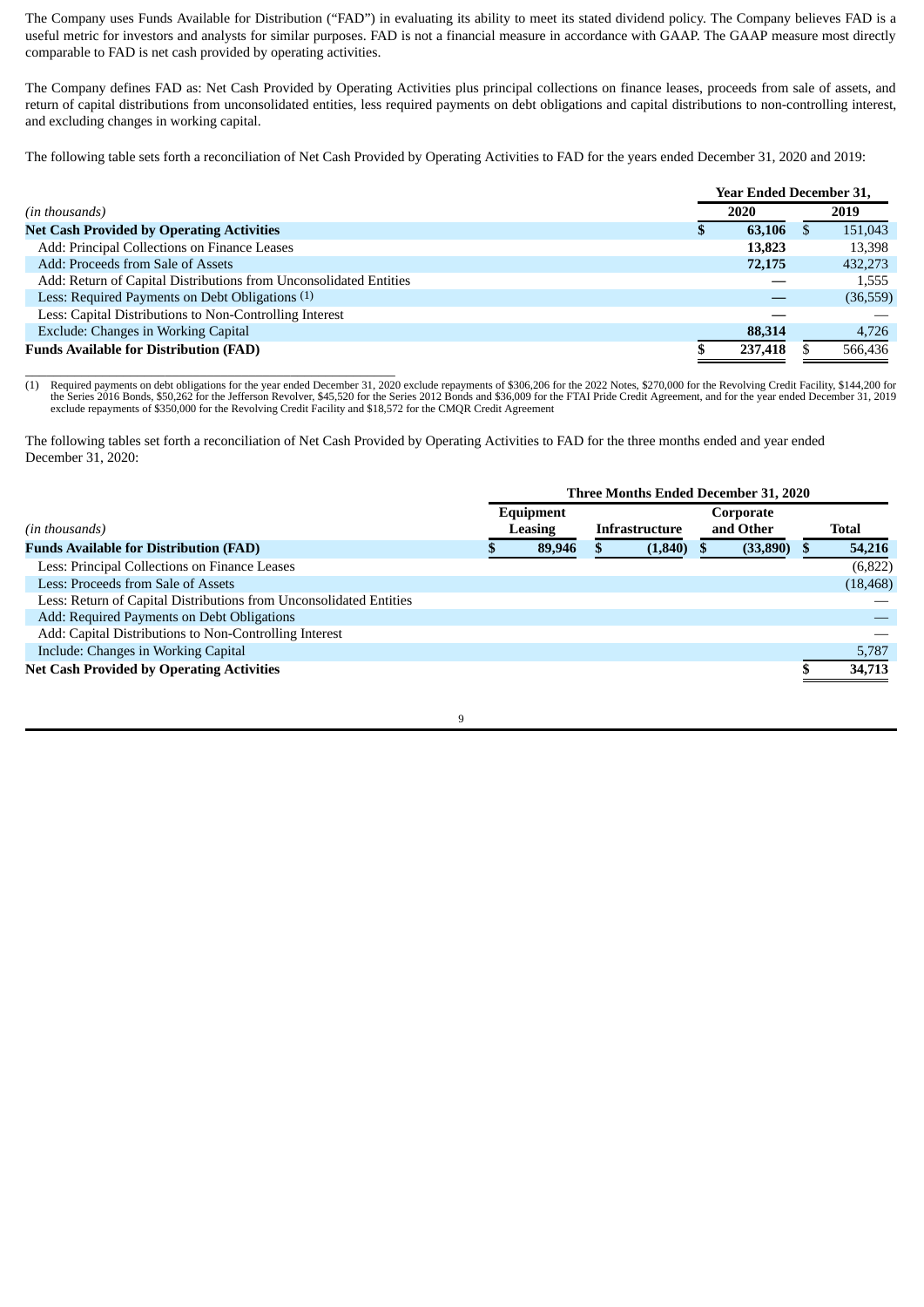The Company uses Funds Available for Distribution ("FAD") in evaluating its ability to meet its stated dividend policy. The Company believes FAD is a useful metric for investors and analysts for similar purposes. FAD is not a financial measure in accordance with GAAP. The GAAP measure most directly comparable to FAD is net cash provided by operating activities.

The Company defines FAD as: Net Cash Provided by Operating Activities plus principal collections on finance leases, proceeds from sale of assets, and return of capital distributions from unconsolidated entities, less required payments on debt obligations and capital distributions to non-controlling interest, and excluding changes in working capital.

The following table sets forth a reconciliation of Net Cash Provided by Operating Activities to FAD for the years ended December 31, 2020 and 2019:

| *(in thousands)* | Year Ended December 31, 2020 | 2019 |
|---|---|---|
| **Net Cash Provided by Operating Activities** | **$ 63,106** | $ 151,043 |
| Add: Principal Collections on Finance Leases | **13,823** | 13,398 |
| Add: Proceeds from Sale of Assets | **72,175** | 432,273 |
| Add: Return of Capital Distributions from Unconsolidated Entities | **—** | 1,555 |
| Less: Required Payments on Debt Obligations (1) | **—** | (36,559) |
| Less: Capital Distributions to Non-Controlling Interest | **—** | — |
| Exclude: Changes in Working Capital | **88,314** | 4,726 |
| **Funds Available for Distribution (FAD)** | **$ 237,418** | $ 566,436 |

(1) Required payments on debt obligations for the year ended December 31, 2020 exclude repayments of $306,206 for the 2022 Notes, $270,000 for the Revolving Credit Facility, $144,200 for the Series 2016 Bonds, $50,262 for the Jefferson Revolver, $45,520 for the Series 2012 Bonds and $36,009 for the FTAI Pride Credit Agreement, and for the year ended December 31, 2019 exclude repayments of $350,000 for the Revolving Credit Facility and $18,572 for the CMQR Credit Agreement

The following tables set forth a reconciliation of Net Cash Provided by Operating Activities to FAD for the three months ended and year ended December 31, 2020:

| | Three Months Ended December 31, 2020 | | | |
|---|---|---|---|---|
| *(in thousands)* | Equipment Leasing | Infrastructure | Corporate and Other | Total |
| **Funds Available for Distribution (FAD)** | **$ 89,946** | **$ (1,840)** | **$ (33,890)** | **$ 54,216** |
| Less: Principal Collections on Finance Leases | | | | (6,822) |
| Less: Proceeds from Sale of Assets | | | | (18,468) |
| Less: Return of Capital Distributions from Unconsolidated Entities | | | | — |
| Add: Required Payments on Debt Obligations | | | | — |
| Add: Capital Distributions to Non-Controlling Interest | | | | — |
| Include: Changes in Working Capital | | | | 5,787 |
| **Net Cash Provided by Operating Activities** | | | | **$ 34,713** |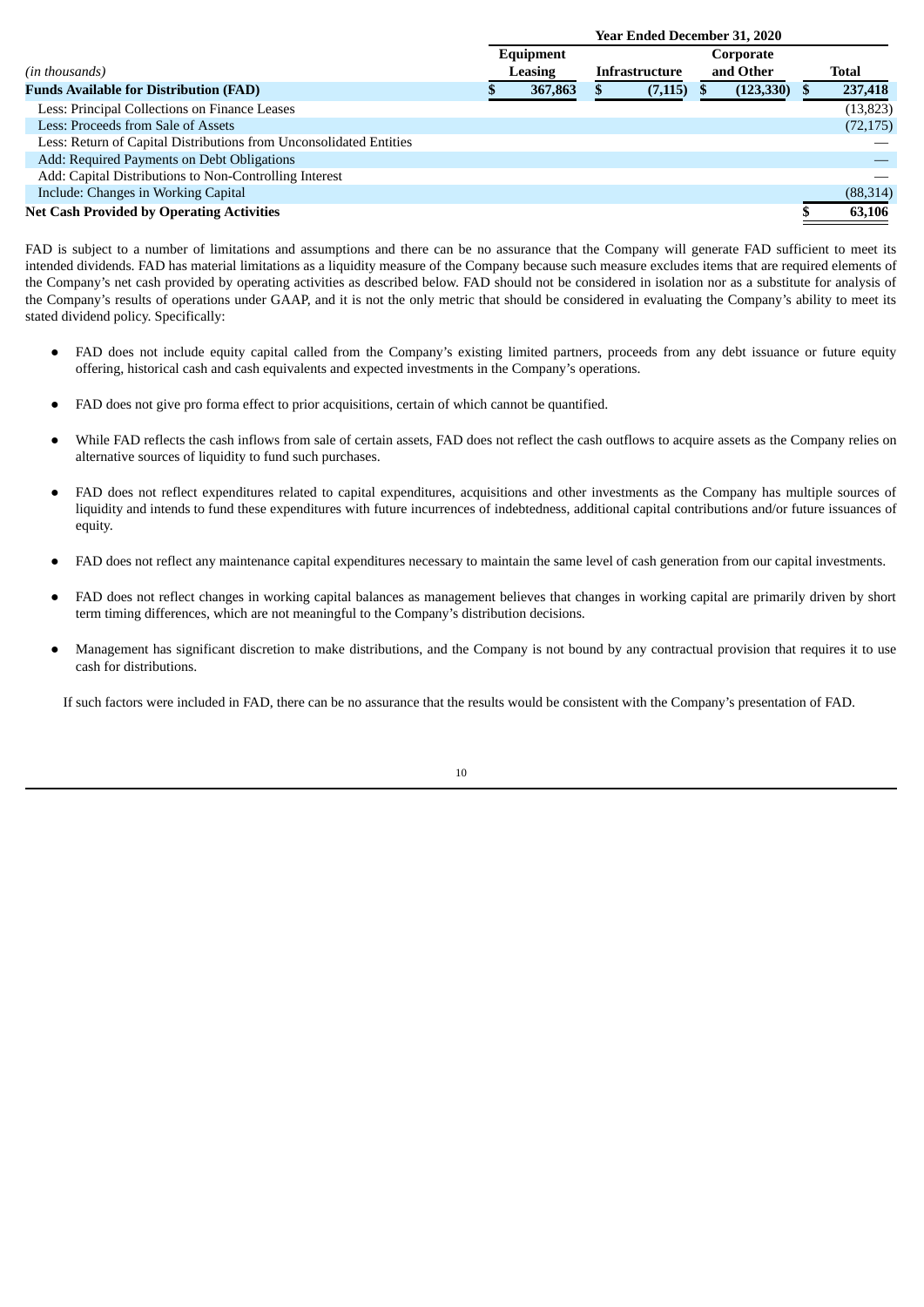| | Year Ended December 31, 2020 | | | |
|---|---|---|---|---|
| *(in thousands)* | Equipment Leasing | Infrastructure | Corporate and Other | Total |
| **Funds Available for Distribution (FAD)** | **$ 367,863** | **$ (7,115)** | **$ (123,330)** | **$ 237,418** |
| Less: Principal Collections on Finance Leases | | | | (13,823) |
| Less: Proceeds from Sale of Assets | | | | (72,175) |
| Less: Return of Capital Distributions from Unconsolidated Entities | | | | — |
| Add: Required Payments on Debt Obligations | | | | — |
| Add: Capital Distributions to Non-Controlling Interest | | | | — |
| Include: Changes in Working Capital | | | | (88,314) |
| **Net Cash Provided by Operating Activities** | | | | **$ 63,106** |

FAD is subject to a number of limitations and assumptions and there can be no assurance that the Company will generate FAD sufficient to meet its intended dividends. FAD has material limitations as a liquidity measure of the Company because such measure excludes items that are required elements of the Company's net cash provided by operating activities as described below. FAD should not be considered in isolation nor as a substitute for analysis of the Company's results of operations under GAAP, and it is not the only metric that should be considered in evaluating the Company's ability to meet its stated dividend policy. Specifically:

- FAD does not include equity capital called from the Company's existing limited partners, proceeds from any debt issuance or future equity offering, historical cash and cash equivalents and expected investments in the Company's operations.
- FAD does not give pro forma effect to prior acquisitions, certain of which cannot be quantified.
- While FAD reflects the cash inflows from sale of certain assets, FAD does not reflect the cash outflows to acquire assets as the Company relies on alternative sources of liquidity to fund such purchases.
- FAD does not reflect expenditures related to capital expenditures, acquisitions and other investments as the Company has multiple sources of liquidity and intends to fund these expenditures with future incurrences of indebtedness, additional capital contributions and/or future issuances of equity.
- FAD does not reflect any maintenance capital expenditures necessary to maintain the same level of cash generation from our capital investments.
- FAD does not reflect changes in working capital balances as management believes that changes in working capital are primarily driven by short term timing differences, which are not meaningful to the Company's distribution decisions.
- Management has significant discretion to make distributions, and the Company is not bound by any contractual provision that requires it to use cash for distributions.

If such factors were included in FAD, there can be no assurance that the results would be consistent with the Company's presentation of FAD.